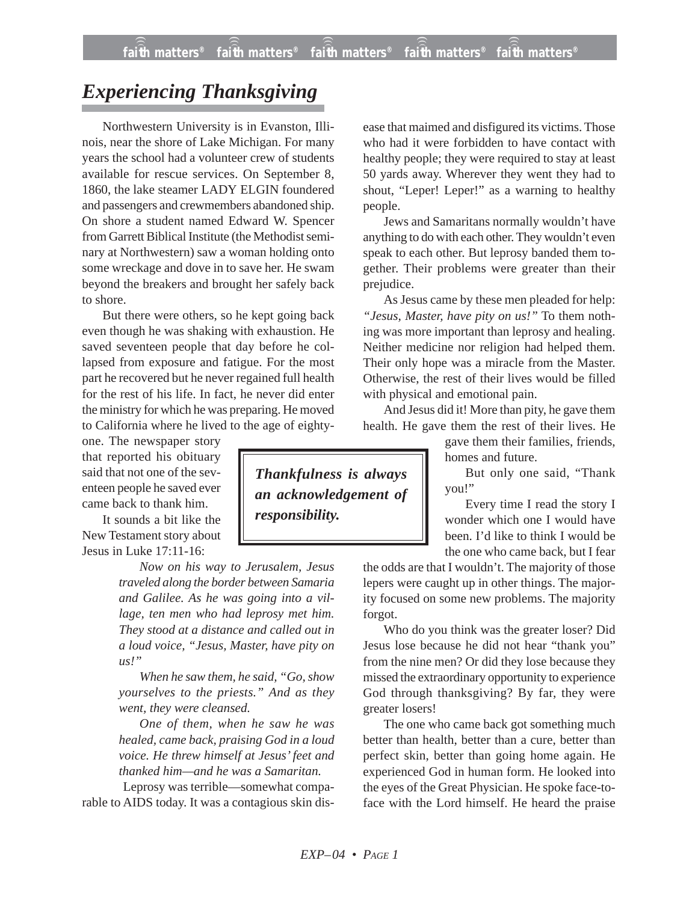# *Experiencing Thanksgiving*

Northwestern University is in Evanston, Illinois, near the shore of Lake Michigan. For many years the school had a volunteer crew of students available for rescue services. On September 8, 1860, the lake steamer LADY ELGIN foundered and passengers and crewmembers abandoned ship. On shore a student named Edward W. Spencer from Garrett Biblical Institute (the Methodist seminary at Northwestern) saw a woman holding onto some wreckage and dove in to save her. He swam beyond the breakers and brought her safely back to shore.

But there were others, so he kept going back even though he was shaking with exhaustion. He saved seventeen people that day before he collapsed from exposure and fatigue. For the most part he recovered but he never regained full health for the rest of his life. In fact, he never did enter the ministry for which he was preparing. He moved to California where he lived to the age of eighty-one. The newspaper story that reported his obituary said that not one of the seventeen people he saved ever came back to thank him.

It sounds a bit like the New Testament story about Jesus in Luke 17:11-16:

> *Now on his way to Jerusalem, Jesus traveled along the border between Samaria and Galilee. As he was going into a village, ten men who had leprosy met him. They stood at a distance and called out in a loud voice, "Jesus, Master, have pity on us!"*
>
> *When he saw them, he said, "Go, show yourselves to the priests." And as they went, they were cleansed.*
>
> *One of them, when he saw he was healed, came back, praising God in a loud voice. He threw himself at Jesus' feet and thanked him—and he was a Samaritan.*

Leprosy was terrible—somewhat comparable to AIDS today. It was a contagious skin disease that maimed and disfigured its victims. Those who had it were forbidden to have contact with healthy people; they were required to stay at least 50 yards away. Wherever they went they had to shout, "Leper! Leper!" as a warning to healthy people.

Jews and Samaritans normally wouldn't have anything to do with each other. They wouldn't even speak to each other. But leprosy banded them together. Their problems were greater than their prejudice.

As Jesus came by these men pleaded for help: *"Jesus, Master, have pity on us!"* To them nothing was more important than leprosy and healing. Neither medicine nor religion had helped them. Their only hope was a miracle from the Master. Otherwise, the rest of their lives would be filled with physical and emotional pain.

And Jesus did it! More than pity, he gave them health. He gave them the rest of their lives. He gave them their families, friends, homes and future.

> ***Thankfulness is always an acknowledgement of responsibility.***

But only one said, "Thank you!"

Every time I read the story I wonder which one I would have been. I'd like to think I would be the one who came back, but I fear the odds are that I wouldn't. The majority of those lepers were caught up in other things. The majority focused on some new problems. The majority forgot.

Who do you think was the greater loser? Did Jesus lose because he did not hear "thank you" from the nine men? Or did they lose because they missed the extraordinary opportunity to experience God through thanksgiving? By far, they were greater losers!

The one who came back got something much better than health, better than a cure, better than perfect skin, better than going home again. He experienced God in human form. He looked into the eyes of the Great Physician. He spoke face-to-face with the Lord himself. He heard the praise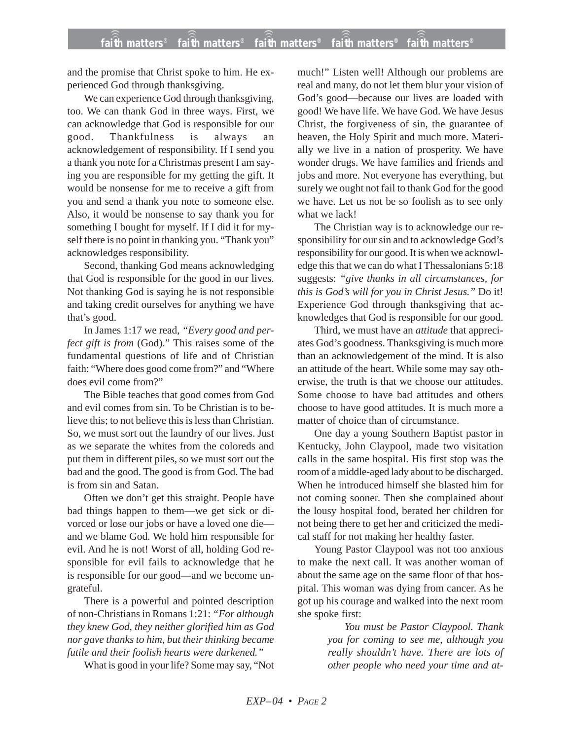and the promise that Christ spoke to him. He experienced God through thanksgiving.

We can experience God through thanksgiving, too. We can thank God in three ways. First, we can acknowledge that God is responsible for our good. Thankfulness is always an acknowledgement of responsibility. If I send you a thank you note for a Christmas present I am saying you are responsible for my getting the gift. It would be nonsense for me to receive a gift from you and send a thank you note to someone else. Also, it would be nonsense to say thank you for something I bought for myself. If I did it for myself there is no point in thanking you. "Thank you" acknowledges responsibility.

Second, thanking God means acknowledging that God is responsible for the good in our lives. Not thanking God is saying he is not responsible and taking credit ourselves for anything we have that's good.

In James 1:17 we read, *"Every good and perfect gift is from* (God)." This raises some of the fundamental questions of life and of Christian faith: "Where does good come from?" and "Where does evil come from?"

The Bible teaches that good comes from God and evil comes from sin. To be Christian is to believe this; to not believe this is less than Christian. So, we must sort out the laundry of our lives. Just as we separate the whites from the coloreds and put them in different piles, so we must sort out the bad and the good. The good is from God. The bad is from sin and Satan.

Often we don't get this straight. People have bad things happen to them—we get sick or divorced or lose our jobs or have a loved one die—and we blame God. We hold him responsible for evil. And he is not! Worst of all, holding God responsible for evil fails to acknowledge that he is responsible for our good—and we become ungrateful.

There is a powerful and pointed description of non-Christians in Romans 1:21: *"For although they knew God, they neither glorified him as God nor gave thanks to him, but their thinking became futile and their foolish hearts were darkened."*

What is good in your life? Some may say, "Not much!" Listen well! Although our problems are real and many, do not let them blur your vision of God's good—because our lives are loaded with good! We have life. We have God. We have Jesus Christ, the forgiveness of sin, the guarantee of heaven, the Holy Spirit and much more. Materially we live in a nation of prosperity. We have wonder drugs. We have families and friends and jobs and more. Not everyone has everything, but surely we ought not fail to thank God for the good we have. Let us not be so foolish as to see only what we lack!

The Christian way is to acknowledge our responsibility for our sin and to acknowledge God's responsibility for our good. It is when we acknowledge this that we can do what I Thessalonians 5:18 suggests: *"give thanks in all circumstances, for this is God's will for you in Christ Jesus."* Do it! Experience God through thanksgiving that acknowledges that God is responsible for our good.

Third, we must have an *attitude* that appreciates God's goodness. Thanksgiving is much more than an acknowledgement of the mind. It is also an attitude of the heart. While some may say otherwise, the truth is that we choose our attitudes. Some choose to have bad attitudes and others choose to have good attitudes. It is much more a matter of choice than of circumstance.

One day a young Southern Baptist pastor in Kentucky, John Claypool, made two visitation calls in the same hospital. His first stop was the room of a middle-aged lady about to be discharged. When he introduced himself she blasted him for not coming sooner. Then she complained about the lousy hospital food, berated her children for not being there to get her and criticized the medical staff for not making her healthy faster.

Young Pastor Claypool was not too anxious to make the next call. It was another woman of about the same age on the same floor of that hospital. This woman was dying from cancer. As he got up his courage and walked into the next room she spoke first:

> *You must be Pastor Claypool. Thank you for coming to see me, although you really shouldn't have. There are lots of other people who need your time and at-*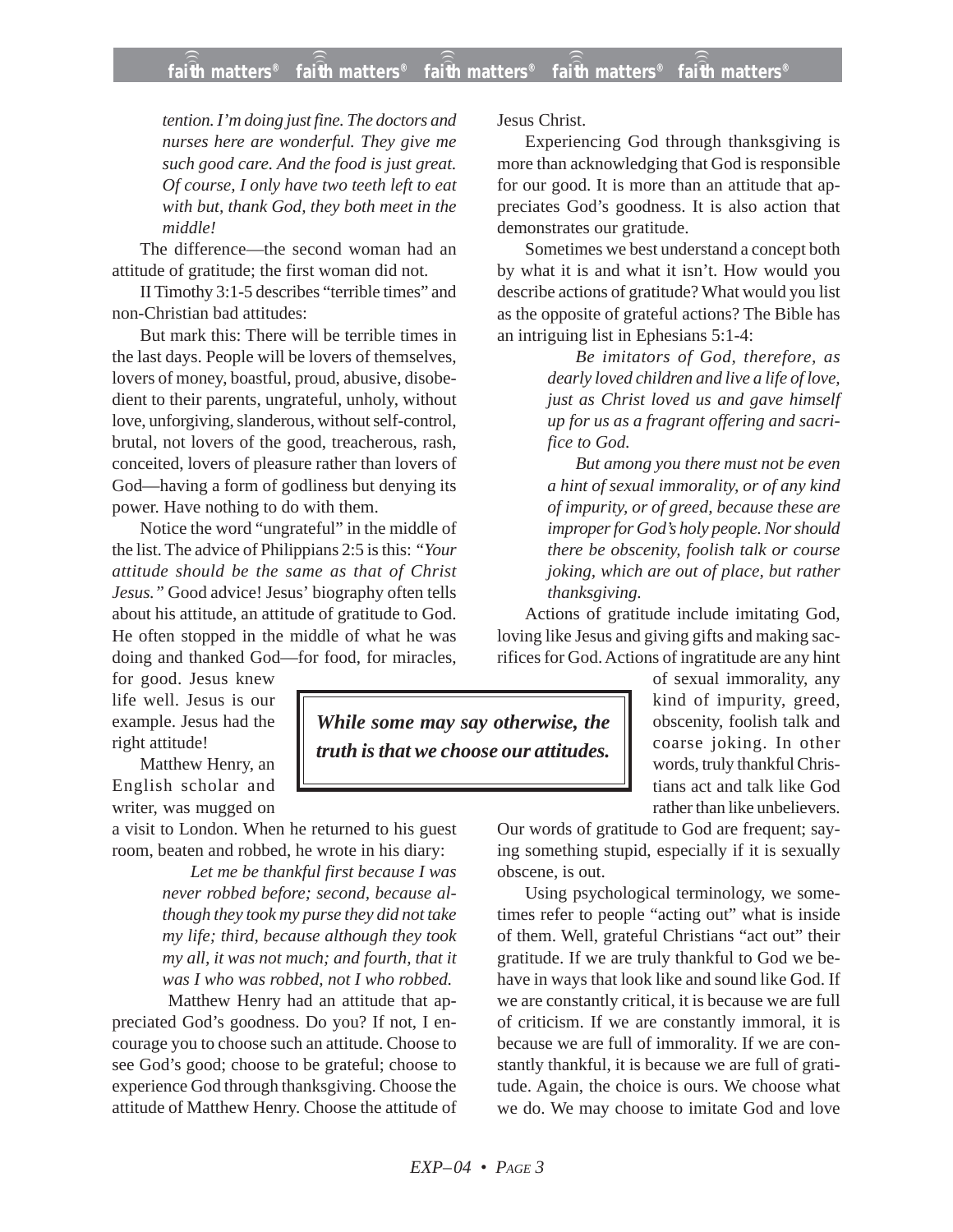*tention. I'm doing just fine. The doctors and nurses here are wonderful. They give me such good care. And the food is just great. Of course, I only have two teeth left to eat with but, thank God, they both meet in the middle!*

The difference—the second woman had an attitude of gratitude; the first woman did not.

II Timothy 3:1-5 describes "terrible times" and non-Christian bad attitudes:

But mark this: There will be terrible times in the last days. People will be lovers of themselves, lovers of money, boastful, proud, abusive, disobedient to their parents, ungrateful, unholy, without love, unforgiving, slanderous, without self-control, brutal, not lovers of the good, treacherous, rash, conceited, lovers of pleasure rather than lovers of God—having a form of godliness but denying its power. Have nothing to do with them.

Notice the word "ungrateful" in the middle of the list. The advice of Philippians 2:5 is this: *"Your attitude should be the same as that of Christ Jesus."* Good advice! Jesus' biography often tells about his attitude, an attitude of gratitude to God. He often stopped in the middle of what he was doing and thanked God—for food, for miracles, for good. Jesus knew life well. Jesus is our example. Jesus had the right attitude!

> ***While some may say otherwise, the truth is that we choose our attitudes.***

Matthew Henry, an English scholar and writer, was mugged on a visit to London. When he returned to his guest room, beaten and robbed, he wrote in his diary:

> *Let me be thankful first because I was never robbed before; second, because although they took my purse they did not take my life; third, because although they took my all, it was not much; and fourth, that it was I who was robbed, not I who robbed.*

Matthew Henry had an attitude that appreciated God's goodness. Do you? If not, I encourage you to choose such an attitude. Choose to see God's good; choose to be grateful; choose to experience God through thanksgiving. Choose the attitude of Matthew Henry. Choose the attitude of Jesus Christ.

Experiencing God through thanksgiving is more than acknowledging that God is responsible for our good. It is more than an attitude that appreciates God's goodness. It is also action that demonstrates our gratitude.

Sometimes we best understand a concept both by what it is and what it isn't. How would you describe actions of gratitude? What would you list as the opposite of grateful actions? The Bible has an intriguing list in Ephesians 5:1-4:

> *Be imitators of God, therefore, as dearly loved children and live a life of love, just as Christ loved us and gave himself up for us as a fragrant offering and sacrifice to God.*
>
> *But among you there must not be even a hint of sexual immorality, or of any kind of impurity, or of greed, because these are improper for God's holy people. Nor should there be obscenity, foolish talk or course joking, which are out of place, but rather thanksgiving.*

Actions of gratitude include imitating God, loving like Jesus and giving gifts and making sacrifices for God. Actions of ingratitude are any hint of sexual immorality, any kind of impurity, greed, obscenity, foolish talk and coarse joking. In other words, truly thankful Christians act and talk like God rather than like unbelievers. Our words of gratitude to God are frequent; saying something stupid, especially if it is sexually obscene, is out.

Using psychological terminology, we sometimes refer to people "acting out" what is inside of them. Well, grateful Christians "act out" their gratitude. If we are truly thankful to God we behave in ways that look like and sound like God. If we are constantly critical, it is because we are full of criticism. If we are constantly immoral, it is because we are full of immorality. If we are constantly thankful, it is because we are full of gratitude. Again, the choice is ours. We choose what we do. We may choose to imitate God and love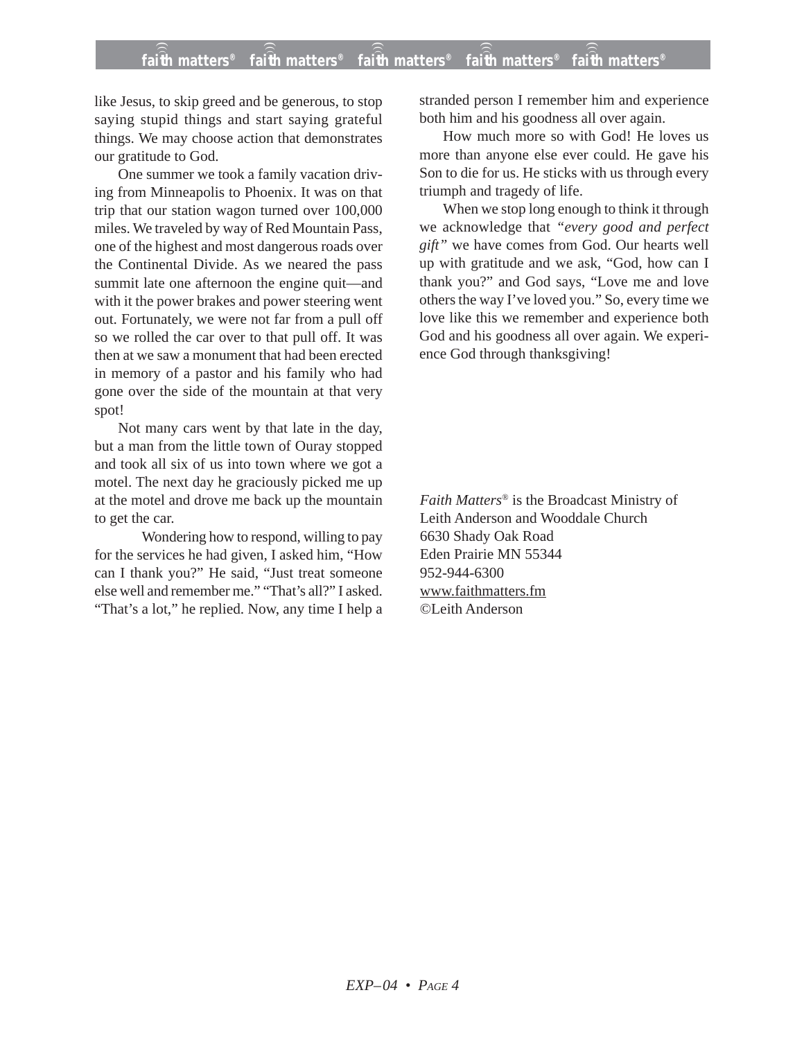like Jesus, to skip greed and be generous, to stop saying stupid things and start saying grateful things. We may choose action that demonstrates our gratitude to God.

One summer we took a family vacation driving from Minneapolis to Phoenix. It was on that trip that our station wagon turned over 100,000 miles. We traveled by way of Red Mountain Pass, one of the highest and most dangerous roads over the Continental Divide. As we neared the pass summit late one afternoon the engine quit—and with it the power brakes and power steering went out. Fortunately, we were not far from a pull off so we rolled the car over to that pull off. It was then at we saw a monument that had been erected in memory of a pastor and his family who had gone over the side of the mountain at that very spot!

Not many cars went by that late in the day, but a man from the little town of Ouray stopped and took all six of us into town where we got a motel. The next day he graciously picked me up at the motel and drove me back up the mountain to get the car.

Wondering how to respond, willing to pay for the services he had given, I asked him, "How can I thank you?" He said, "Just treat someone else well and remember me." "That's all?" I asked. "That's a lot," he replied. Now, any time I help a stranded person I remember him and experience both him and his goodness all over again.

How much more so with God! He loves us more than anyone else ever could. He gave his Son to die for us. He sticks with us through every triumph and tragedy of life.

When we stop long enough to think it through we acknowledge that *"every good and perfect gift"* we have comes from God. Our hearts well up with gratitude and we ask, "God, how can I thank you?" and God says, "Love me and love others the way I've loved you." So, every time we love like this we remember and experience both God and his goodness all over again. We experience God through thanksgiving!

*Faith Matters®* is the Broadcast Ministry of
Leith Anderson and Wooddale Church
6630 Shady Oak Road
Eden Prairie MN 55344
952-944-6300
www.faithmatters.fm
©Leith Anderson